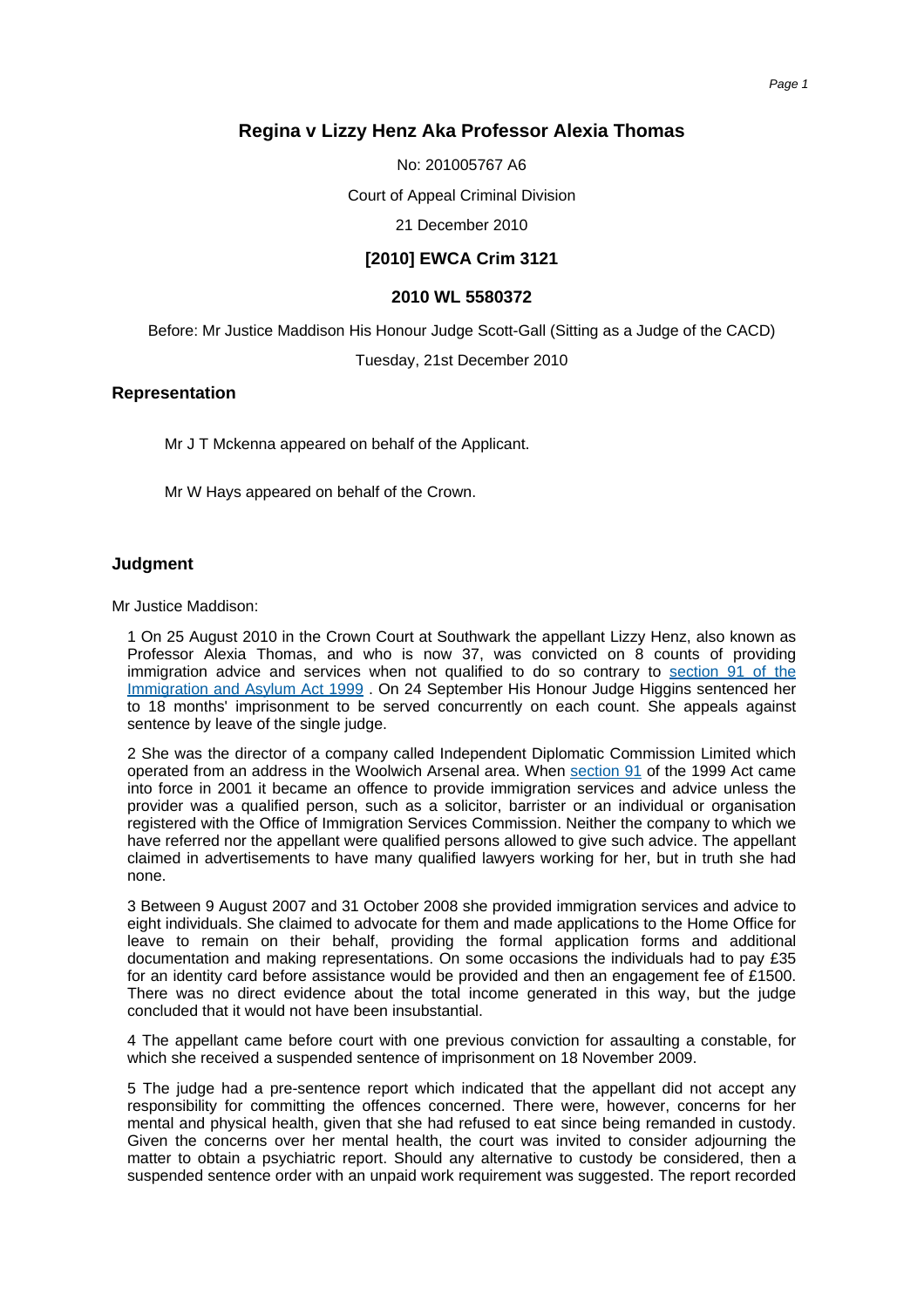# Regina v Lizzy Henz Aka Professor Alexia Thomas

No: 201005767 A6

Court of Appeal Criminal Division

21 December 2010

**[2010] EWCA Crim 3121**

**2010 WL 5580372**

Before: Mr Justice Maddison His Honour Judge Scott-Gall (Sitting as a Judge of the CACD)

Tuesday, 21st December 2010

## Representation

Mr J T Mckenna appeared on behalf of the Applicant.

Mr W Hays appeared on behalf of the Crown.

## Judgment

Mr Justice Maddison:

1 On 25 August 2010 in the Crown Court at Southwark the appellant Lizzy Henz, also known as Professor Alexia Thomas, and who is now 37, was convicted on 8 counts of providing immigration advice and services when not qualified to do so contrary to section 91 of the Immigration and Asylum Act 1999 . On 24 September His Honour Judge Higgins sentenced her to 18 months' imprisonment to be served concurrently on each count. She appeals against sentence by leave of the single judge.

2 She was the director of a company called Independent Diplomatic Commission Limited which operated from an address in the Woolwich Arsenal area. When section 91 of the 1999 Act came into force in 2001 it became an offence to provide immigration services and advice unless the provider was a qualified person, such as a solicitor, barrister or an individual or organisation registered with the Office of Immigration Services Commission. Neither the company to which we have referred nor the appellant were qualified persons allowed to give such advice. The appellant claimed in advertisements to have many qualified lawyers working for her, but in truth she had none.

3 Between 9 August 2007 and 31 October 2008 she provided immigration services and advice to eight individuals. She claimed to advocate for them and made applications to the Home Office for leave to remain on their behalf, providing the formal application forms and additional documentation and making representations. On some occasions the individuals had to pay £35 for an identity card before assistance would be provided and then an engagement fee of £1500. There was no direct evidence about the total income generated in this way, but the judge concluded that it would not have been insubstantial.

4 The appellant came before court with one previous conviction for assaulting a constable, for which she received a suspended sentence of imprisonment on 18 November 2009.

5 The judge had a pre-sentence report which indicated that the appellant did not accept any responsibility for committing the offences concerned. There were, however, concerns for her mental and physical health, given that she had refused to eat since being remanded in custody. Given the concerns over her mental health, the court was invited to consider adjourning the matter to obtain a psychiatric report. Should any alternative to custody be considered, then a suspended sentence order with an unpaid work requirement was suggested. The report recorded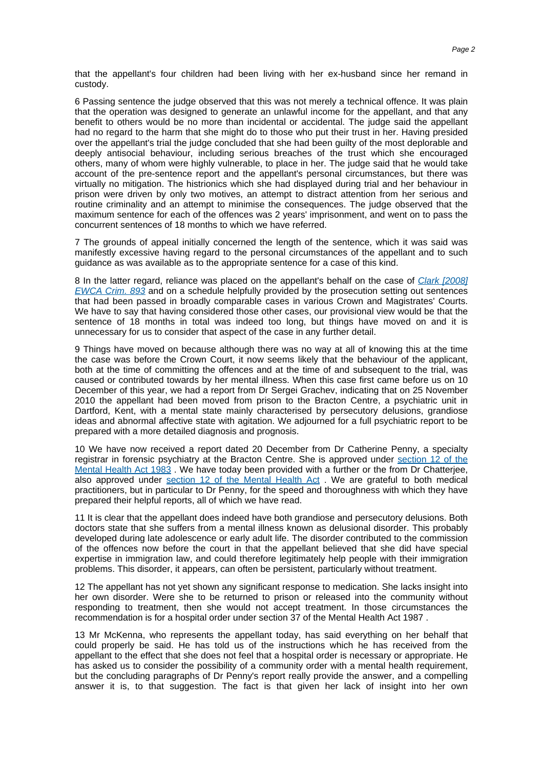that the appellant's four children had been living with her ex-husband since her remand in custody.

6 Passing sentence the judge observed that this was not merely a technical offence. It was plain that the operation was designed to generate an unlawful income for the appellant, and that any benefit to others would be no more than incidental or accidental. The judge said the appellant had no regard to the harm that she might do to those who put their trust in her. Having presided over the appellant's trial the judge concluded that she had been guilty of the most deplorable and deeply antisocial behaviour, including serious breaches of the trust which she encouraged others, many of whom were highly vulnerable, to place in her. The judge said that he would take account of the pre-sentence report and the appellant's personal circumstances, but there was virtually no mitigation. The histrionics which she had displayed during trial and her behaviour in prison were driven by only two motives, an attempt to distract attention from her serious and routine criminality and an attempt to minimise the consequences. The judge observed that the maximum sentence for each of the offences was 2 years' imprisonment, and went on to pass the concurrent sentences of 18 months to which we have referred.

7 The grounds of appeal initially concerned the length of the sentence, which it was said was manifestly excessive having regard to the personal circumstances of the appellant and to such guidance as was available as to the appropriate sentence for a case of this kind.

8 In the latter regard, reliance was placed on the appellant's behalf on the case of *Clark [2008] EWCA Crim. 893* and on a schedule helpfully provided by the prosecution setting out sentences that had been passed in broadly comparable cases in various Crown and Magistrates' Courts. We have to say that having considered those other cases, our provisional view would be that the sentence of 18 months in total was indeed too long, but things have moved on and it is unnecessary for us to consider that aspect of the case in any further detail.

9 Things have moved on because although there was no way at all of knowing this at the time the case was before the Crown Court, it now seems likely that the behaviour of the applicant, both at the time of committing the offences and at the time of and subsequent to the trial, was caused or contributed towards by her mental illness. When this case first came before us on 10 December of this year, we had a report from Dr Sergei Grachev, indicating that on 25 November 2010 the appellant had been moved from prison to the Bracton Centre, a psychiatric unit in Dartford, Kent, with a mental state mainly characterised by persecutory delusions, grandiose ideas and abnormal affective state with agitation. We adjourned for a full psychiatric report to be prepared with a more detailed diagnosis and prognosis.

10 We have now received a report dated 20 December from Dr Catherine Penny, a specialty registrar in forensic psychiatry at the Bracton Centre. She is approved under section 12 of the Mental Health Act 1983 . We have today been provided with a further or the from Dr Chatterjee, also approved under section 12 of the Mental Health Act . We are grateful to both medical practitioners, but in particular to Dr Penny, for the speed and thoroughness with which they have prepared their helpful reports, all of which we have read.

11 It is clear that the appellant does indeed have both grandiose and persecutory delusions. Both doctors state that she suffers from a mental illness known as delusional disorder. This probably developed during late adolescence or early adult life. The disorder contributed to the commission of the offences now before the court in that the appellant believed that she did have special expertise in immigration law, and could therefore legitimately help people with their immigration problems. This disorder, it appears, can often be persistent, particularly without treatment.

12 The appellant has not yet shown any significant response to medication. She lacks insight into her own disorder. Were she to be returned to prison or released into the community without responding to treatment, then she would not accept treatment. In those circumstances the recommendation is for a hospital order under section 37 of the Mental Health Act 1987 .

13 Mr McKenna, who represents the appellant today, has said everything on her behalf that could properly be said. He has told us of the instructions which he has received from the appellant to the effect that she does not feel that a hospital order is necessary or appropriate. He has asked us to consider the possibility of a community order with a mental health requirement, but the concluding paragraphs of Dr Penny's report really provide the answer, and a compelling answer it is, to that suggestion. The fact is that given her lack of insight into her own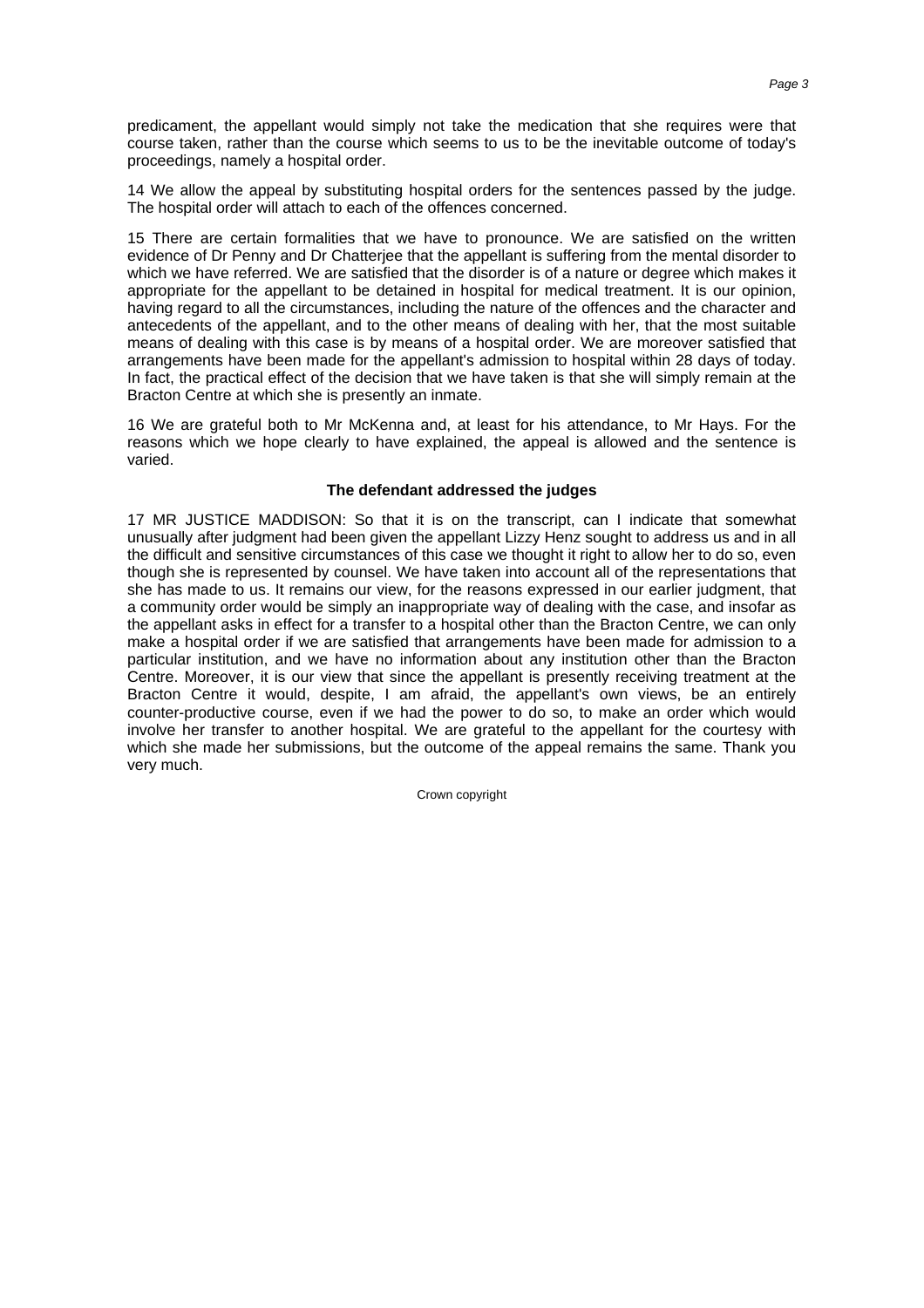predicament, the appellant would simply not take the medication that she requires were that course taken, rather than the course which seems to us to be the inevitable outcome of today's proceedings, namely a hospital order.

14 We allow the appeal by substituting hospital orders for the sentences passed by the judge. The hospital order will attach to each of the offences concerned.

15 There are certain formalities that we have to pronounce. We are satisfied on the written evidence of Dr Penny and Dr Chatterjee that the appellant is suffering from the mental disorder to which we have referred. We are satisfied that the disorder is of a nature or degree which makes it appropriate for the appellant to be detained in hospital for medical treatment. It is our opinion, having regard to all the circumstances, including the nature of the offences and the character and antecedents of the appellant, and to the other means of dealing with her, that the most suitable means of dealing with this case is by means of a hospital order. We are moreover satisfied that arrangements have been made for the appellant's admission to hospital within 28 days of today. In fact, the practical effect of the decision that we have taken is that she will simply remain at the Bracton Centre at which she is presently an inmate.

16 We are grateful both to Mr McKenna and, at least for his attendance, to Mr Hays. For the reasons which we hope clearly to have explained, the appeal is allowed and the sentence is varied.

**The defendant addressed the judges**

17 MR JUSTICE MADDISON: So that it is on the transcript, can I indicate that somewhat unusually after judgment had been given the appellant Lizzy Henz sought to address us and in all the difficult and sensitive circumstances of this case we thought it right to allow her to do so, even though she is represented by counsel. We have taken into account all of the representations that she has made to us. It remains our view, for the reasons expressed in our earlier judgment, that a community order would be simply an inappropriate way of dealing with the case, and insofar as the appellant asks in effect for a transfer to a hospital other than the Bracton Centre, we can only make a hospital order if we are satisfied that arrangements have been made for admission to a particular institution, and we have no information about any institution other than the Bracton Centre. Moreover, it is our view that since the appellant is presently receiving treatment at the Bracton Centre it would, despite, I am afraid, the appellant's own views, be an entirely counter-productive course, even if we had the power to do so, to make an order which would involve her transfer to another hospital. We are grateful to the appellant for the courtesy with which she made her submissions, but the outcome of the appeal remains the same. Thank you very much.

Crown copyright